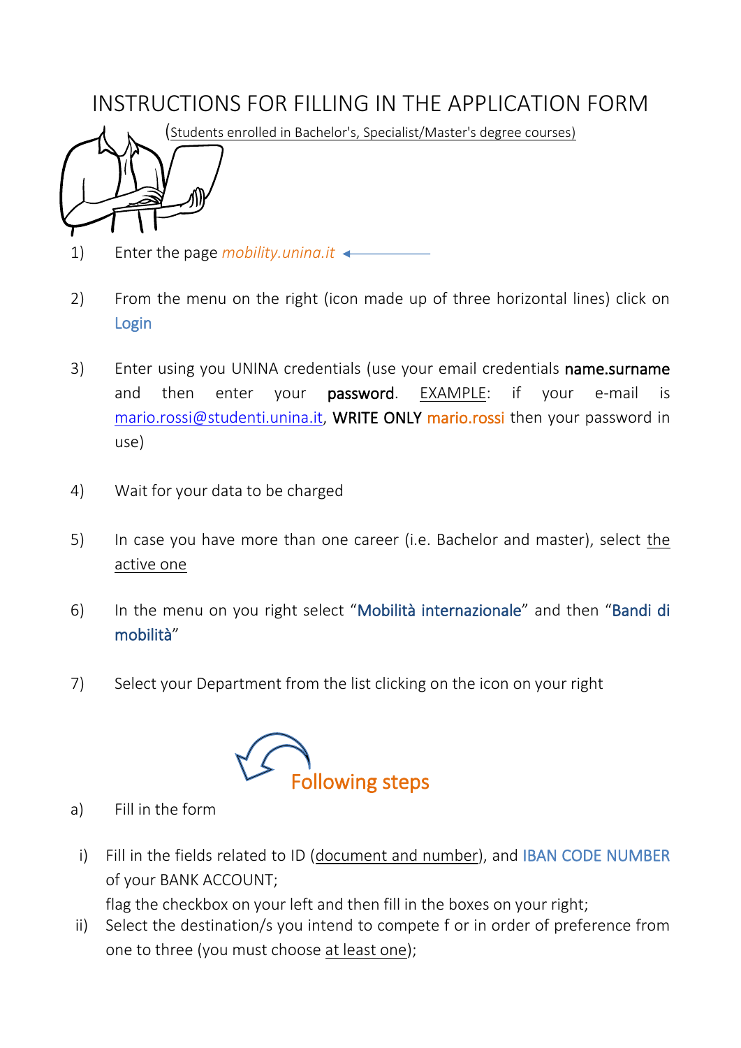# INSTRUCTIONS FOR FILLING IN THE APPLICATION FORM

(Students enrolled in Bachelor's, Specialist/Master's degree courses)

1) Enter the page *mobility.unina.it*

2) From the menu on the right (icon made up of three horizontal lines) click on Login

3) Enter using you UNINA credentials (use your email credentials **name.surname** and then enter your **password**. EXAMPLE: if your e-mail is mario.rossi@studenti.unina.it, **WRITE ONLY** mario.rossi then your password in use)

4) Wait for your data to be charged

5) In case you have more than one career (i.e. Bachelor and master), select the active one

6) In the menu on you right select "**Mobilità internazionale**" and then "**Bandi di mobilità**"

7) Select your Department from the list clicking on the icon on your right

Following steps

a) Fill in the form

i) Fill in the fields related to ID (document and number), and IBAN CODE NUMBER of your BANK ACCOUNT;
flag the checkbox on your left and then fill in the boxes on your right;

ii) Select the destination/s you intend to compete f or in order of preference from one to three (you must choose at least one);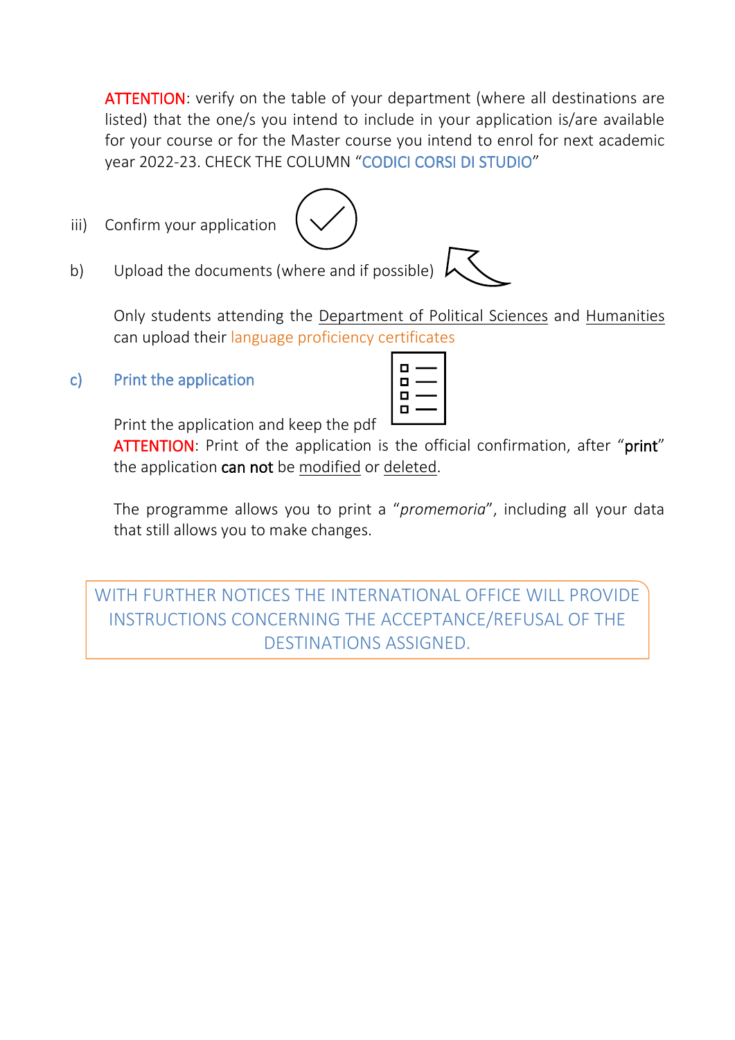**ATTENTION**: verify on the table of your department (where all destinations are listed) that the one/s you intend to include in your application is/are available for your course or for the Master course you intend to enrol for next academic year 2022-23. CHECK THE COLUMN "CODICI CORSI DI STUDIO"

iii) Confirm your application

b) Upload the documents (where and if possible)

Only students attending the Department of Political Sciences and Humanities can upload their language proficiency certificates

c) **Print the application**

Print the application and keep the pdf

**ATTENTION**: Print of the application is the official confirmation, after "**print**" the application **can not** be modified or deleted.

The programme allows you to print a "*promemoria*", including all your data that still allows you to make changes.

WITH FURTHER NOTICES THE INTERNATIONAL OFFICE WILL PROVIDE INSTRUCTIONS CONCERNING THE ACCEPTANCE/REFUSAL OF THE DESTINATIONS ASSIGNED.